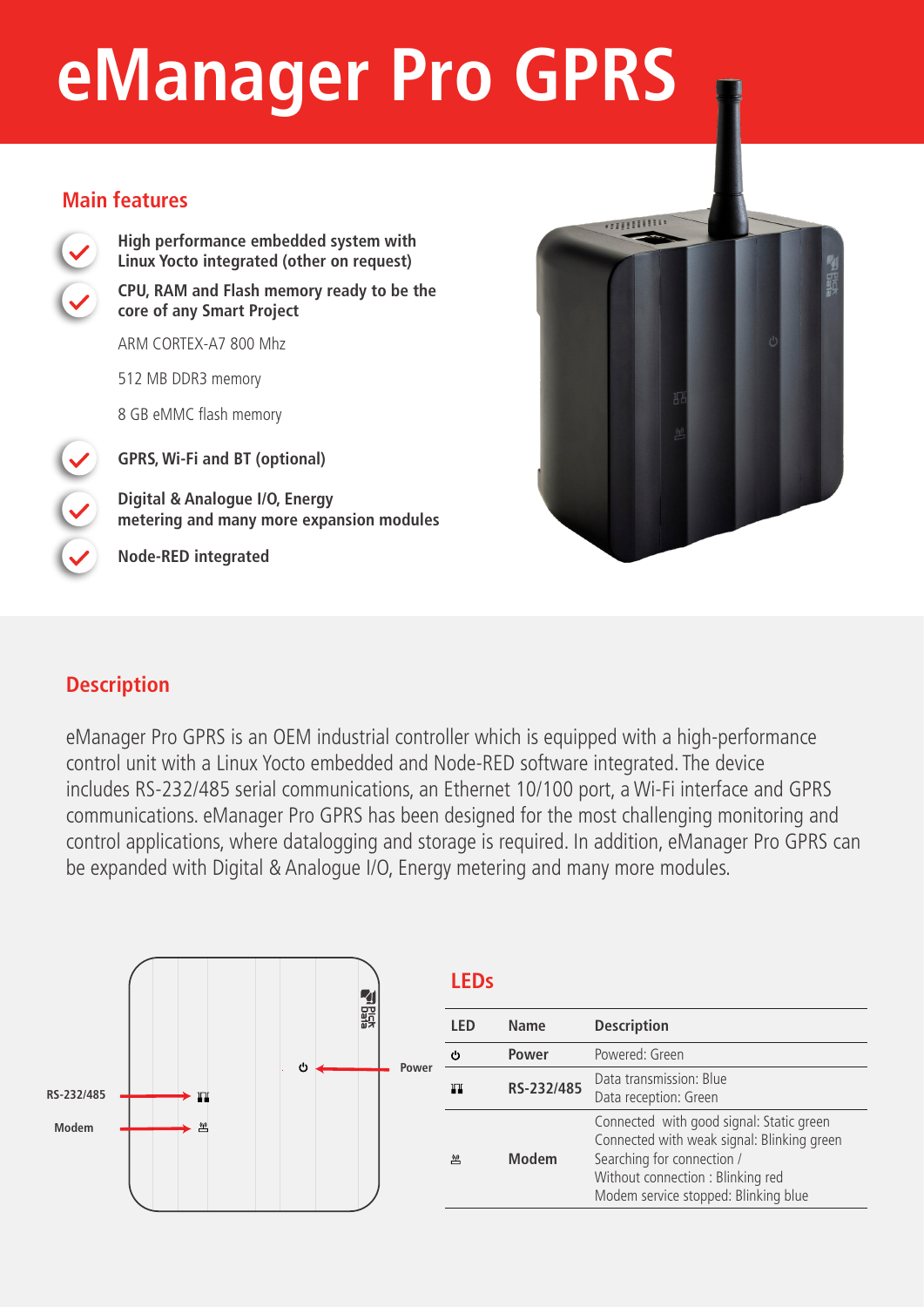# eManager Pro GPRS

## Main features

- **High performance embedded system with Linux Yocto integrated (other on request)**
- **CPU, RAM and Flash memory ready to be the core of any Smart Project**

  ARM CORTEX-A7 800 Mhz

  512 MB DDR3 memory

  8 GB eMMC flash memory
- **GPRS, Wi-Fi and BT (optional)**
- **Digital & Analogue I/O, Energy metering and many more expansion modules**
- **Node-RED integrated**

## Description

eManager Pro GPRS is an OEM industrial controller which is equipped with a high-performance control unit with a Linux Yocto embedded and Node-RED software integrated. The device includes RS-232/485 serial communications, an Ethernet 10/100 port, a Wi-Fi interface and GPRS communications. eManager Pro GPRS has been designed for the most challenging monitoring and control applications, where datalogging and storage is required. In addition, eManager Pro GPRS can be expanded with Digital & Analogue I/O, Energy metering and many more modules.

RS-232/485

Modem

Power

## LEDs

| LED | Name | Description |
|---|---|---|
| ⏻ | Power | Powered: Green |
|  | RS-232/485 | Data transmission: Blue<br>Data reception: Green |
|  | Modem | Connected with good signal: Static green<br>Connected with weak signal: Blinking green<br>Searching for connection /<br>Without connection : Blinking red<br>Modem service stopped: Blinking blue |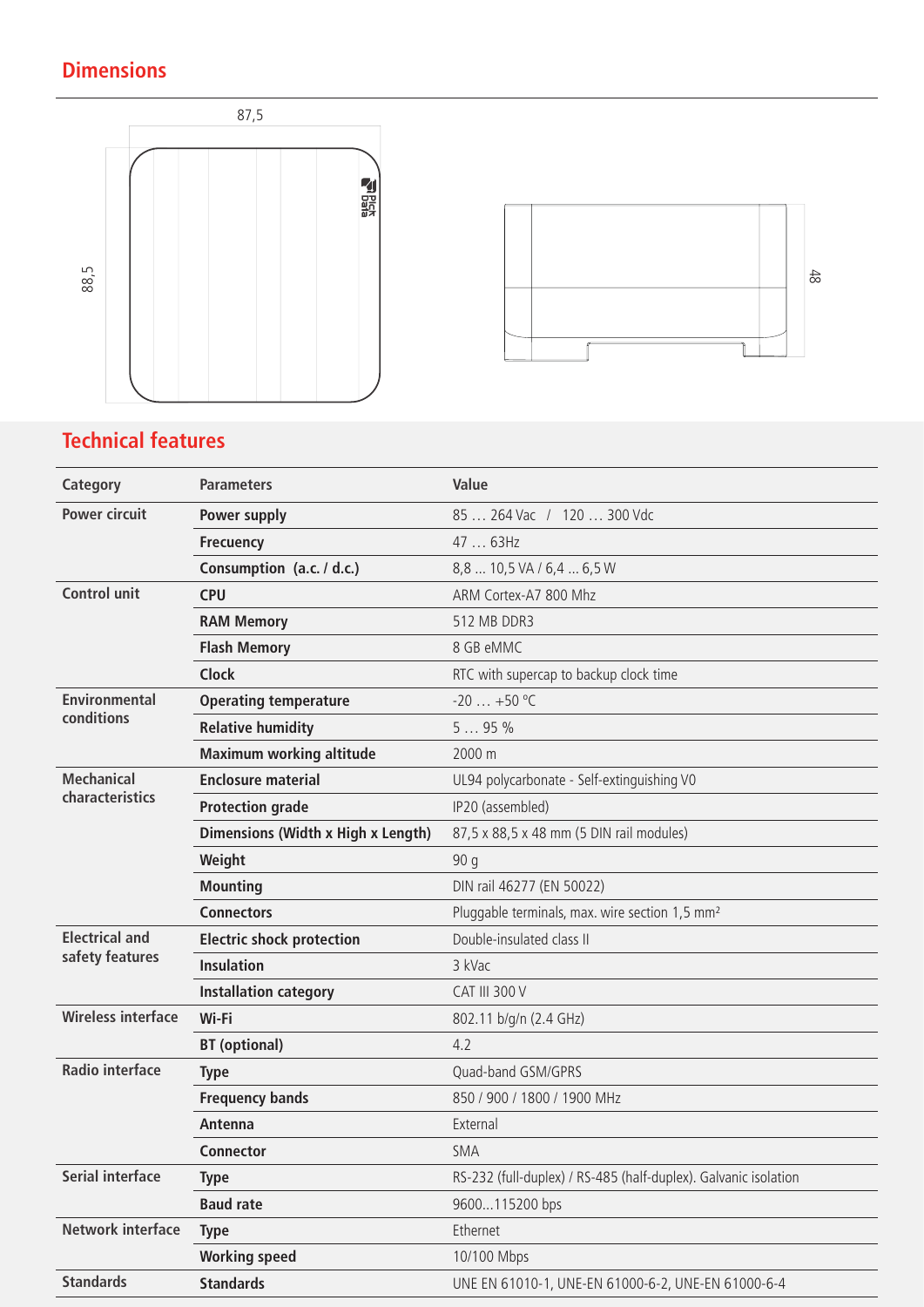## Dimensions

87,5

88,5

48

## Technical features

| Category | Parameters | Value |
|---|---|---|
| Power circuit | **Power supply** | 85 … 264 Vac / 120 … 300 Vdc |
| | **Frecuency** | 47 … 63Hz |
| | **Consumption (a.c. / d.c.)** | 8,8 ... 10,5 VA / 6,4 ... 6,5 W |
| Control unit | **CPU** | ARM Cortex-A7 800 Mhz |
| | **RAM Memory** | 512 MB DDR3 |
| | **Flash Memory** | 8 GB eMMC |
| | **Clock** | RTC with supercap to backup clock time |
| Environmental conditions | **Operating temperature** | -20 … +50 ºC |
| | **Relative humidity** | 5 … 95 % |
| | **Maximum working altitude** | 2000 m |
| Mechanical characteristics | **Enclosure material** | UL94 polycarbonate - Self-extinguishing V0 |
| | **Protection grade** | IP20 (assembled) |
| | **Dimensions (Width x High x Length)** | 87,5 x 88,5 x 48 mm (5 DIN rail modules) |
| | **Weight** | 90 g |
| | **Mounting** | DIN rail 46277 (EN 50022) |
| | **Connectors** | Pluggable terminals, max. wire section 1,5 mm² |
| Electrical and safety features | **Electric shock protection** | Double-insulated class II |
| | **Insulation** | 3 kVac |
| | **Installation category** | CAT III 300 V |
| Wireless interface | **Wi-Fi** | 802.11 b/g/n (2.4 GHz) |
| | **BT (optional)** | 4.2 |
| Radio interface | **Type** | Quad-band GSM/GPRS |
| | **Frequency bands** | 850 / 900 / 1800 / 1900 MHz |
| | **Antenna** | External |
| | **Connector** | SMA |
| Serial interface | **Type** | RS-232 (full-duplex) / RS-485 (half-duplex). Galvanic isolation |
| | **Baud rate** | 9600...115200 bps |
| Network interface | **Type** | Ethernet |
| | **Working speed** | 10/100 Mbps |
| Standards | **Standards** | UNE EN 61010-1, UNE-EN 61000-6-2, UNE-EN 61000-6-4 |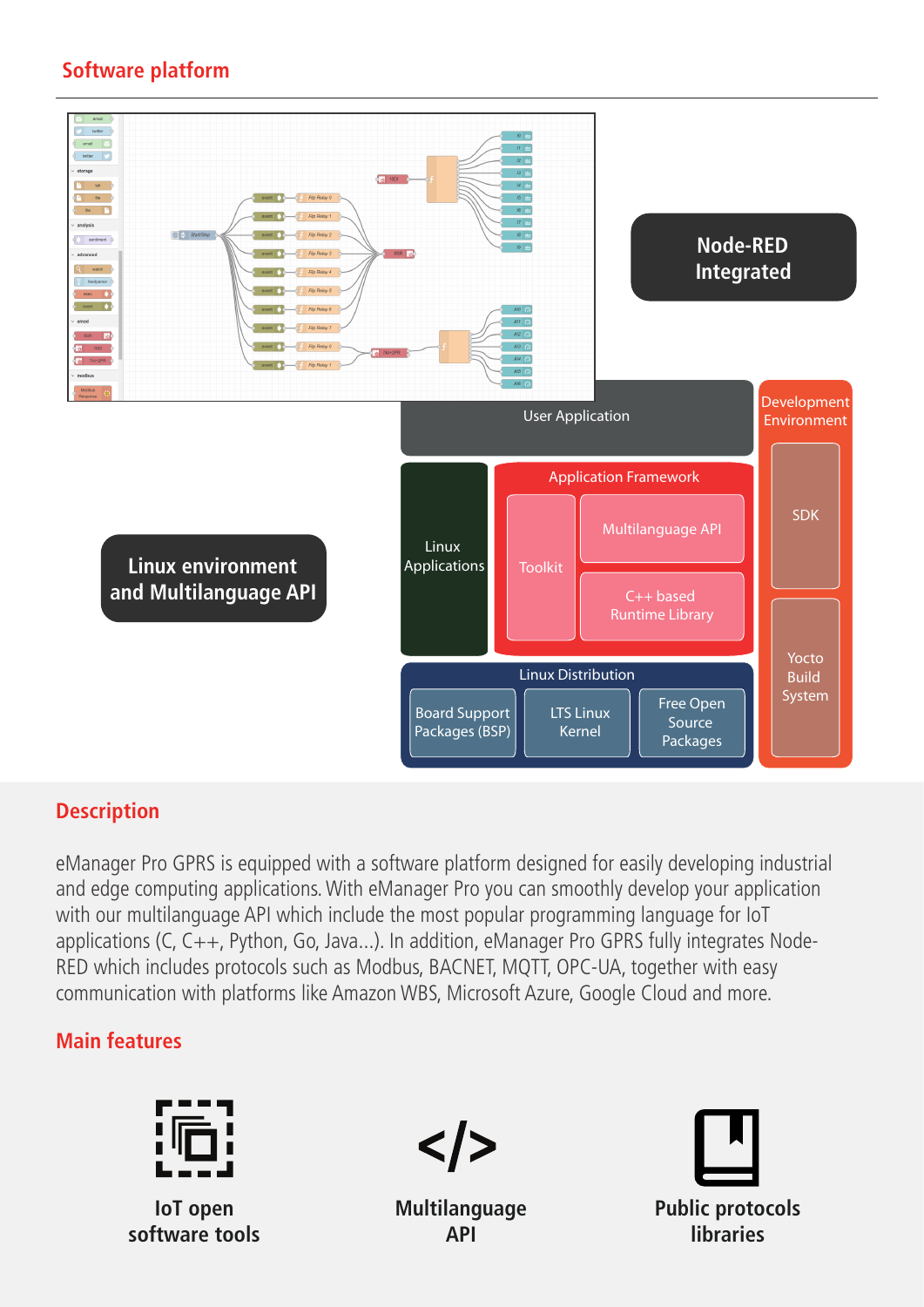## Software platform

Node-RED Integrated

Linux environment and Multilanguage API

User Application

Development Environment

Linux Applications

Application Framework

Toolkit

Multilanguage API

C++ based Runtime Library

SDK

Yocto Build System

Linux Distribution

Board Support Packages (BSP)

LTS Linux Kernel

Free Open Source Packages

## Description

eManager Pro GPRS is equipped with a software platform designed for easily developing industrial and edge computing applications. With eManager Pro you can smoothly develop your application with our multilanguage API which include the most popular programming language for IoT applications (C, C++, Python, Go, Java...). In addition, eManager Pro GPRS fully integrates Node-RED which includes protocols such as Modbus, BACNET, MQTT, OPC-UA, together with easy communication with platforms like Amazon WBS, Microsoft Azure, Google Cloud and more.

## Main features

**IoT open software tools**

**Multilanguage API**

**Public protocols libraries**